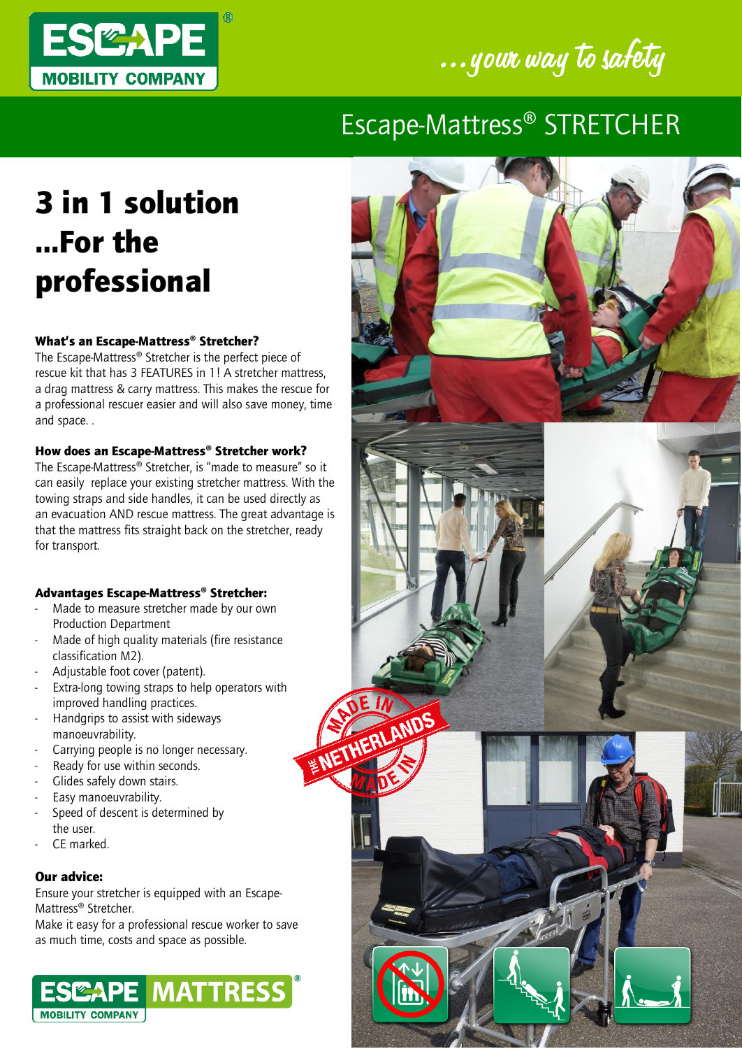ESCAPE MOBILITY COMPANY®

*...your way to safety*

# Escape-Mattress® STRETCHER

## 3 in 1 solution ...For the professional

### What's an Escape-Mattress® Stretcher?

The Escape-Mattress® Stretcher is the perfect piece of rescue kit that has 3 FEATURES in 1! A stretcher mattress, a drag mattress & carry mattress. This makes the rescue for a professional rescuer easier and will also save money, time and space. .

### How does an Escape-Mattress® Stretcher work?

The Escape-Mattress® Stretcher, is "made to measure" so it can easily replace your existing stretcher mattress. With the towing straps and side handles, it can be used directly as an evacuation AND rescue mattress. The great advantage is that the mattress fits straight back on the stretcher, ready for transport.

### Advantages Escape-Mattress® Stretcher:

- Made to measure stretcher made by our own Production Department
- Made of high quality materials (fire resistance classification M2).
- Adjustable foot cover (patent).
- Extra-long towing straps to help operators with improved handling practices.
- Handgrips to assist with sideways manoeuvrability.
- Carrying people is no longer necessary.
- Ready for use within seconds.
- Glides safely down stairs.
- Easy manoeuvrability.
- Speed of descent is determined by the user.
- CE marked.

### Our advice:

Ensure your stretcher is equipped with an Escape-Mattress® Stretcher.
Make it easy for a professional rescue worker to save as much time, costs and space as possible.

MADE IN THE NETHERLANDS

ESCAPE MATTRESS® MOBILITY COMPANY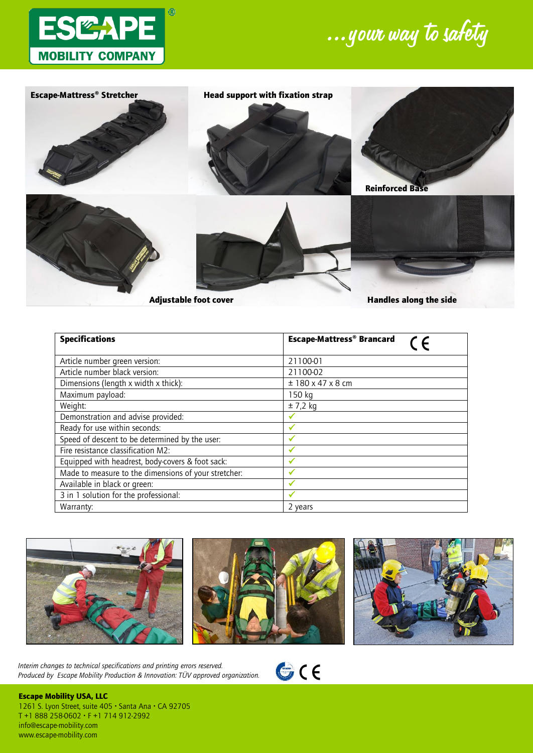**Escape-Mattress® Stretcher**

**Head support with fixation strap**

**Reinforced Base**

**Adjustable foot cover**

**Handles along the side**

| **Specifications** | **Escape-Mattress® Brancard** CE |
|---|---|
| Article number green version: | 21100-01 |
| Article number black version: | 21100-02 |
| Dimensions (length x width x thick): | ± 180 x 47 x 8 cm |
| Maximum payload: | 150 kg |
| Weight: | ± 7,2 kg |
| Demonstration and advise provided: | ✓ |
| Ready for use within seconds: | ✓ |
| Speed of descent to be determined by the user: | ✓ |
| Fire resistance classification M2: | ✓ |
| Equipped with headrest, body-covers & foot sack: | ✓ |
| Made to measure to the dimensions of your stretcher: | ✓ |
| Available in black or green: | ✓ |
| 3 in 1 solution for the professional: | ✓ |
| Warranty: | 2 years |

*Interim changes to technical specifications and printing errors reserved.*
*Produced by Escape Mobility Production & Innovation: TÜV approved organization.*

**Escape Mobility USA, LLC**
1261 S. Lyon Street, suite 405 · Santa Ana · CA 92705
T +1 888 258-0602 · F +1 714 912-2992
info@escape-mobility.com
www.escape-mobility.com